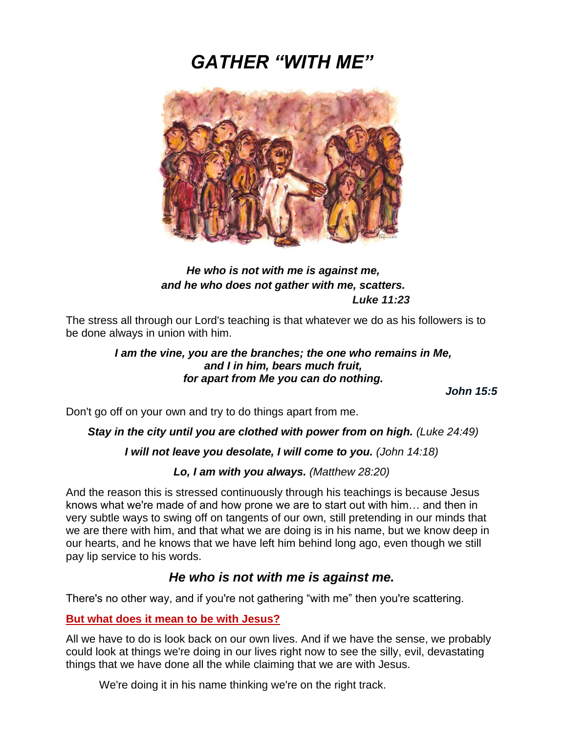# *GATHER "WITH ME"*

***He who is not with me is against me,***
***and he who does not gather with me, scatters.***
***Luke 11:23***

The stress all through our Lord's teaching is that whatever we do as his followers is to be done always in union with him.

***I am the vine, you are the branches; the one who remains in Me,***
***and I in him, bears much fruit,***
***for apart from Me you can do nothing.***

***John 15:5***

Don't go off on your own and try to do things apart from me.

***Stay in the city until you are clothed with power from on high.*** *(Luke 24:49)*

***I will not leave you desolate, I will come to you.*** *(John 14:18)*

***Lo, I am with you always.*** *(Matthew 28:20)*

And the reason this is stressed continuously through his teachings is because Jesus knows what we're made of and how prone we are to start out with him… and then in very subtle ways to swing off on tangents of our own, still pretending in our minds that we are there with him, and that what we are doing is in his name, but we know deep in our hearts, and he knows that we have left him behind long ago, even though we still pay lip service to his words.

## *He who is not with me is against me.*

There's no other way, and if you're not gathering "with me" then you're scattering.

**But what does it mean to be with Jesus?**

All we have to do is look back on our own lives. And if we have the sense, we probably could look at things we're doing in our lives right now to see the silly, evil, devastating things that we have done all the while claiming that we are with Jesus.

We're doing it in his name thinking we're on the right track.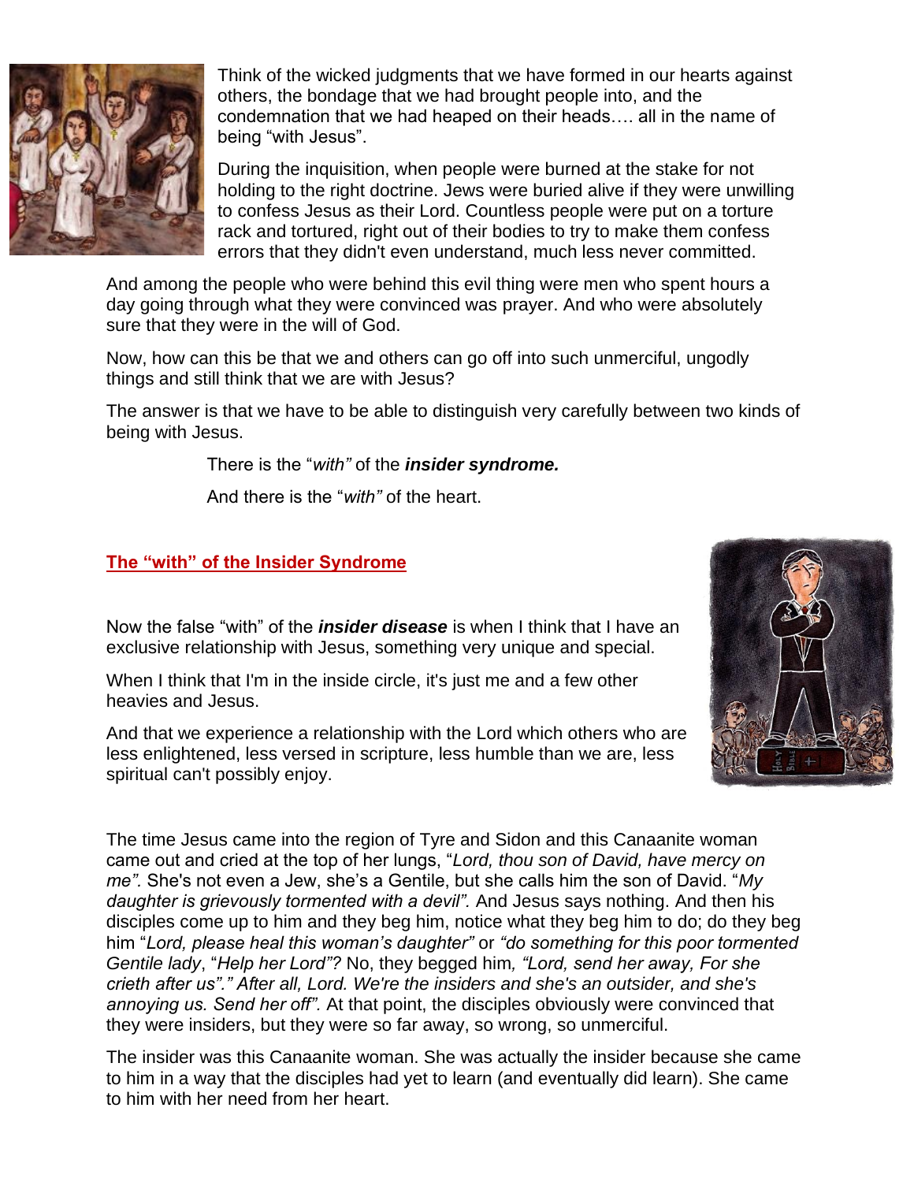Think of the wicked judgments that we have formed in our hearts against others, the bondage that we had brought people into, and the condemnation that we had heaped on their heads…. all in the name of being "with Jesus".

During the inquisition, when people were burned at the stake for not holding to the right doctrine. Jews were buried alive if they were unwilling to confess Jesus as their Lord. Countless people were put on a torture rack and tortured, right out of their bodies to try to make them confess errors that they didn't even understand, much less never committed.

And among the people who were behind this evil thing were men who spent hours a day going through what they were convinced was prayer. And who were absolutely sure that they were in the will of God.

Now, how can this be that we and others can go off into such unmerciful, ungodly things and still think that we are with Jesus?

The answer is that we have to be able to distinguish very carefully between two kinds of being with Jesus.

There is the "*with"* of the ***insider syndrome.***

And there is the "*with"* of the heart.

## The "with" of the Insider Syndrome

Now the false "with" of the ***insider disease*** is when I think that I have an exclusive relationship with Jesus, something very unique and special.

When I think that I'm in the inside circle, it's just me and a few other heavies and Jesus.

And that we experience a relationship with the Lord which others who are less enlightened, less versed in scripture, less humble than we are, less spiritual can't possibly enjoy.

The time Jesus came into the region of Tyre and Sidon and this Canaanite woman came out and cried at the top of her lungs, "*Lord, thou son of David, have mercy on me".* She's not even a Jew, she's a Gentile, but she calls him the son of David. "*My daughter is grievously tormented with a devil".* And Jesus says nothing. And then his disciples come up to him and they beg him, notice what they beg him to do; do they beg him "*Lord, please heal this woman's daughter"* or *"do something for this poor tormented Gentile lady*, "*Help her Lord"?* No, they begged him*, "Lord, send her away, For she crieth after us"." After all, Lord. We're the insiders and she's an outsider, and she's annoying us. Send her off".* At that point, the disciples obviously were convinced that they were insiders, but they were so far away, so wrong, so unmerciful.

The insider was this Canaanite woman. She was actually the insider because she came to him in a way that the disciples had yet to learn (and eventually did learn). She came to him with her need from her heart.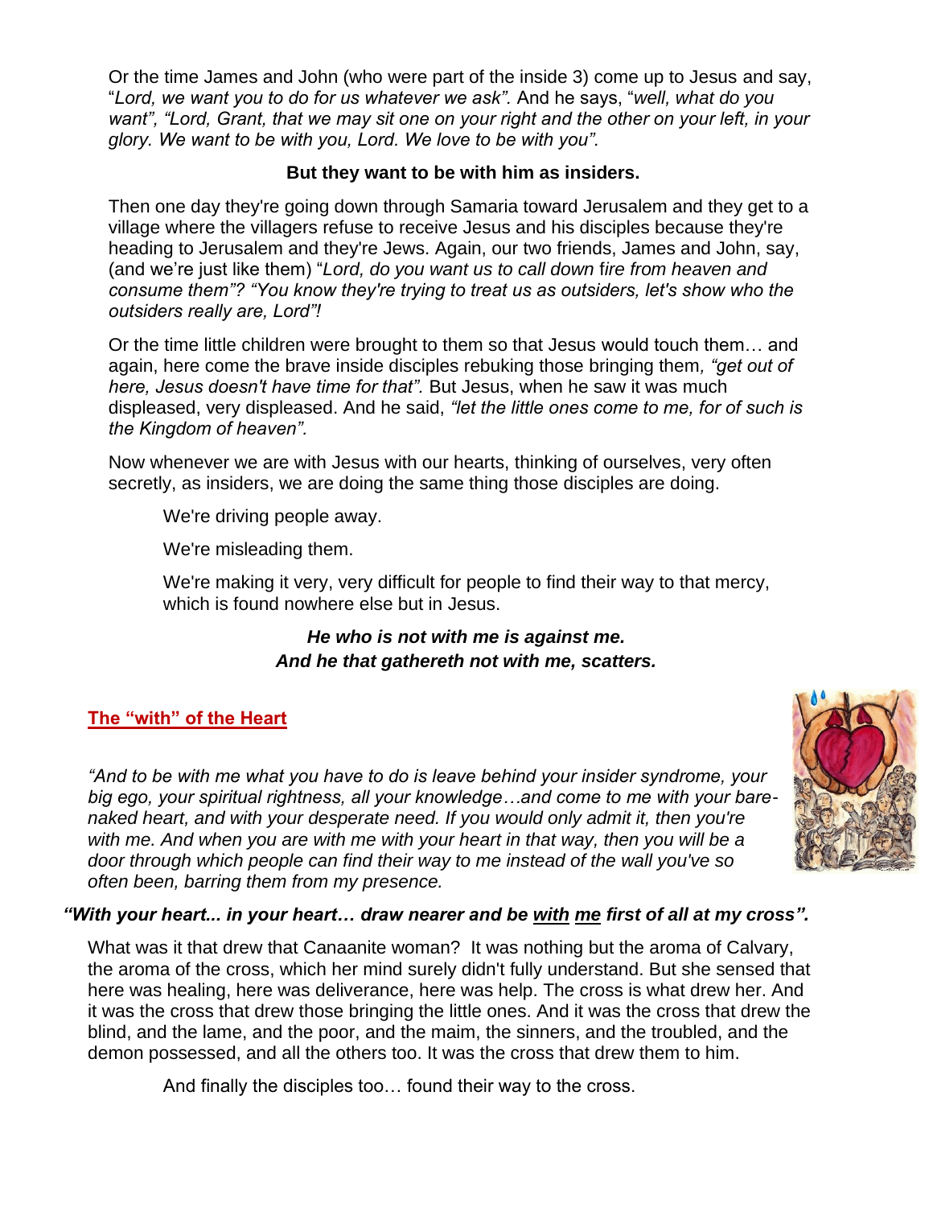Or the time James and John (who were part of the inside 3) come up to Jesus and say, "*Lord, we want you to do for us whatever we ask".* And he says, "*well, what do you want", "Lord, Grant, that we may sit one on your right and the other on your left, in your glory. We want to be with you, Lord. We love to be with you".*

**But they want to be with him as insiders.**

Then one day they're going down through Samaria toward Jerusalem and they get to a village where the villagers refuse to receive Jesus and his disciples because they're heading to Jerusalem and they're Jews. Again, our two friends, James and John, say, (and we're just like them) "*Lord, do you want us to call down fire from heaven and consume them"? "You know they're trying to treat us as outsiders, let's show who the outsiders really are, Lord"!*

Or the time little children were brought to them so that Jesus would touch them… and again, here come the brave inside disciples rebuking those bringing them*, "get out of here, Jesus doesn't have time for that".* But Jesus, when he saw it was much displeased, very displeased. And he said, *"let the little ones come to me, for of such is the Kingdom of heaven".*

Now whenever we are with Jesus with our hearts, thinking of ourselves, very often secretly, as insiders, we are doing the same thing those disciples are doing.

> We're driving people away.
>
> We're misleading them.
>
> We're making it very, very difficult for people to find their way to that mercy, which is found nowhere else but in Jesus.

***He who is not with me is against me.***
***And he that gathereth not with me, scatters.***

## The "with" of the Heart

*"And to be with me what you have to do is leave behind your insider syndrome, your big ego, your spiritual rightness, all your knowledge…and come to me with your bare-naked heart, and with your desperate need. If you would only admit it, then you're with me. And when you are with me with your heart in that way, then you will be a door through which people can find their way to me instead of the wall you've so often been, barring them from my presence.*

***"With your heart... in your heart… draw nearer and be with me first of all at my cross".***

What was it that drew that Canaanite woman? It was nothing but the aroma of Calvary, the aroma of the cross, which her mind surely didn't fully understand. But she sensed that here was healing, here was deliverance, here was help. The cross is what drew her. And it was the cross that drew those bringing the little ones. And it was the cross that drew the blind, and the lame, and the poor, and the maim, the sinners, and the troubled, and the demon possessed, and all the others too. It was the cross that drew them to him.

> And finally the disciples too… found their way to the cross.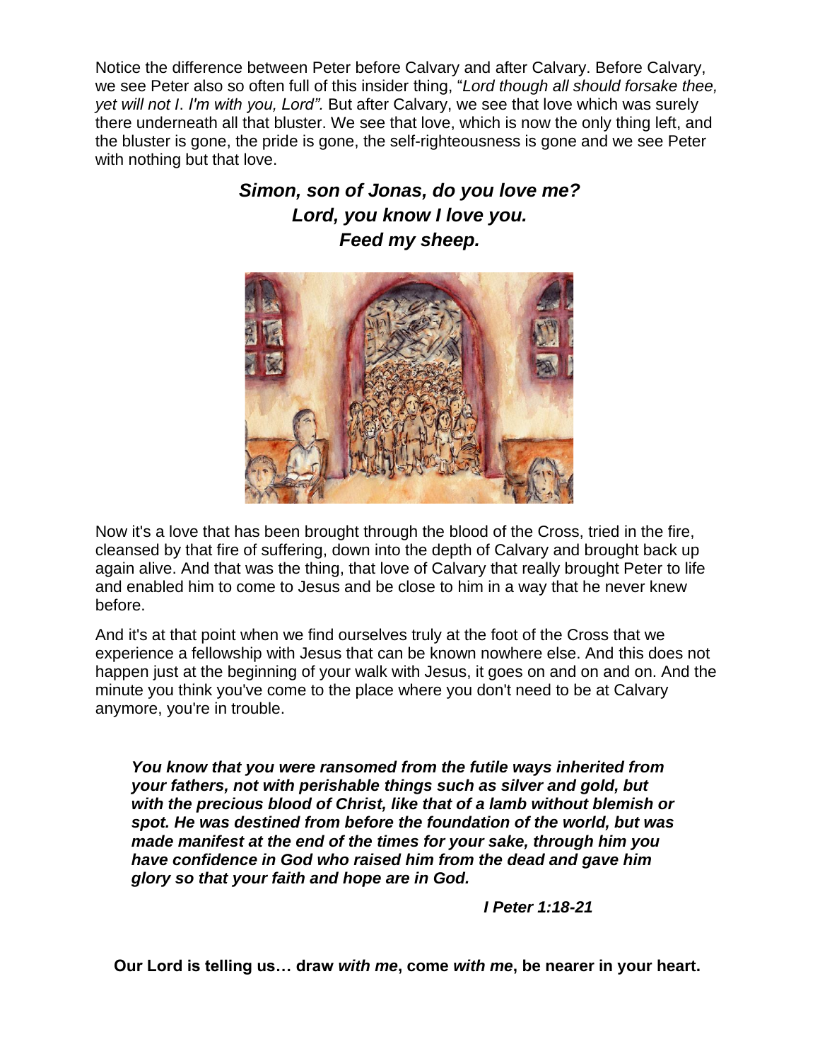Notice the difference between Peter before Calvary and after Calvary. Before Calvary, we see Peter also so often full of this insider thing, "*Lord though all should forsake thee, yet will not I. I'm with you, Lord".* But after Calvary, we see that love which was surely there underneath all that bluster. We see that love, which is now the only thing left, and the bluster is gone, the pride is gone, the self-righteousness is gone and we see Peter with nothing but that love.

***Simon, son of Jonas, do you love me?***
***Lord, you know I love you.***
***Feed my sheep.***

Now it's a love that has been brought through the blood of the Cross, tried in the fire, cleansed by that fire of suffering, down into the depth of Calvary and brought back up again alive. And that was the thing, that love of Calvary that really brought Peter to life and enabled him to come to Jesus and be close to him in a way that he never knew before.

And it's at that point when we find ourselves truly at the foot of the Cross that we experience a fellowship with Jesus that can be known nowhere else. And this does not happen just at the beginning of your walk with Jesus, it goes on and on and on. And the minute you think you've come to the place where you don't need to be at Calvary anymore, you're in trouble.

> ***You know that you were ransomed from the futile ways inherited from your fathers, not with perishable things such as silver and gold, but with the precious blood of Christ, like that of a lamb without blemish or spot. He was destined from before the foundation of the world, but was made manifest at the end of the times for your sake, through him you have confidence in God who raised him from the dead and gave him glory so that your faith and hope are in God.***
>
> ***I Peter 1:18-21***

**Our Lord is telling us… draw *with me*, come *with me*, be nearer in your heart.**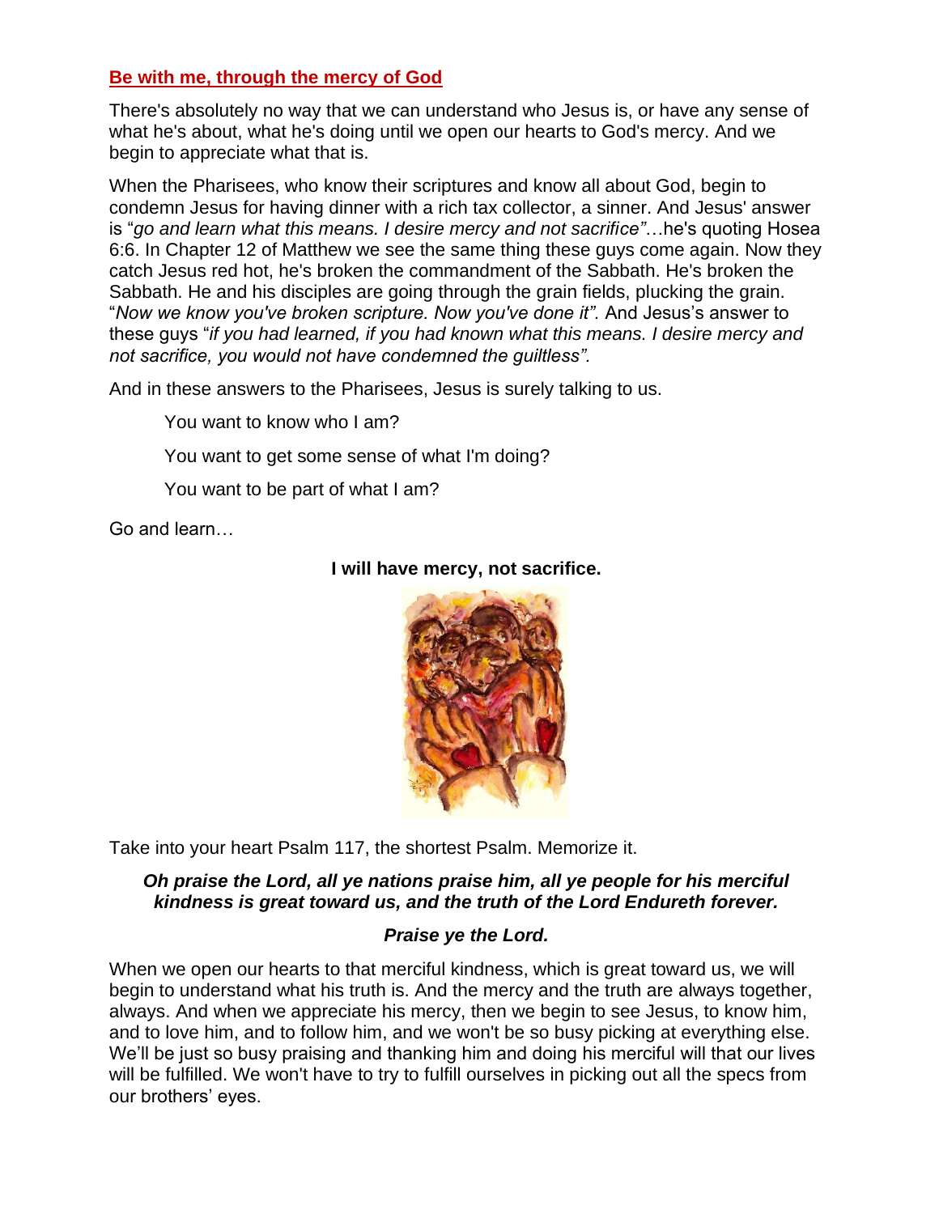## Be with me, through the mercy of God

There's absolutely no way that we can understand who Jesus is, or have any sense of what he's about, what he's doing until we open our hearts to God's mercy. And we begin to appreciate what that is.

When the Pharisees, who know their scriptures and know all about God, begin to condemn Jesus for having dinner with a rich tax collector, a sinner. And Jesus' answer is "*go and learn what this means. I desire mercy and not sacrifice"*…he's quoting Hosea 6:6. In Chapter 12 of Matthew we see the same thing these guys come again. Now they catch Jesus red hot, he's broken the commandment of the Sabbath. He's broken the Sabbath. He and his disciples are going through the grain fields, plucking the grain. "*Now we know you've broken scripture. Now you've done it".* And Jesus's answer to these guys "*if you had learned, if you had known what this means. I desire mercy and not sacrifice, you would not have condemned the guiltless".*

And in these answers to the Pharisees, Jesus is surely talking to us.

> You want to know who I am?
>
> You want to get some sense of what I'm doing?
>
> You want to be part of what I am?

Go and learn…

**I will have mercy, not sacrifice.**

Take into your heart Psalm 117, the shortest Psalm. Memorize it.

***Oh praise the Lord, all ye nations praise him, all ye people for his merciful kindness is great toward us, and the truth of the Lord Endureth forever.***

***Praise ye the Lord.***

When we open our hearts to that merciful kindness, which is great toward us, we will begin to understand what his truth is. And the mercy and the truth are always together, always. And when we appreciate his mercy, then we begin to see Jesus, to know him, and to love him, and to follow him, and we won't be so busy picking at everything else. We'll be just so busy praising and thanking him and doing his merciful will that our lives will be fulfilled. We won't have to try to fulfill ourselves in picking out all the specs from our brothers' eyes.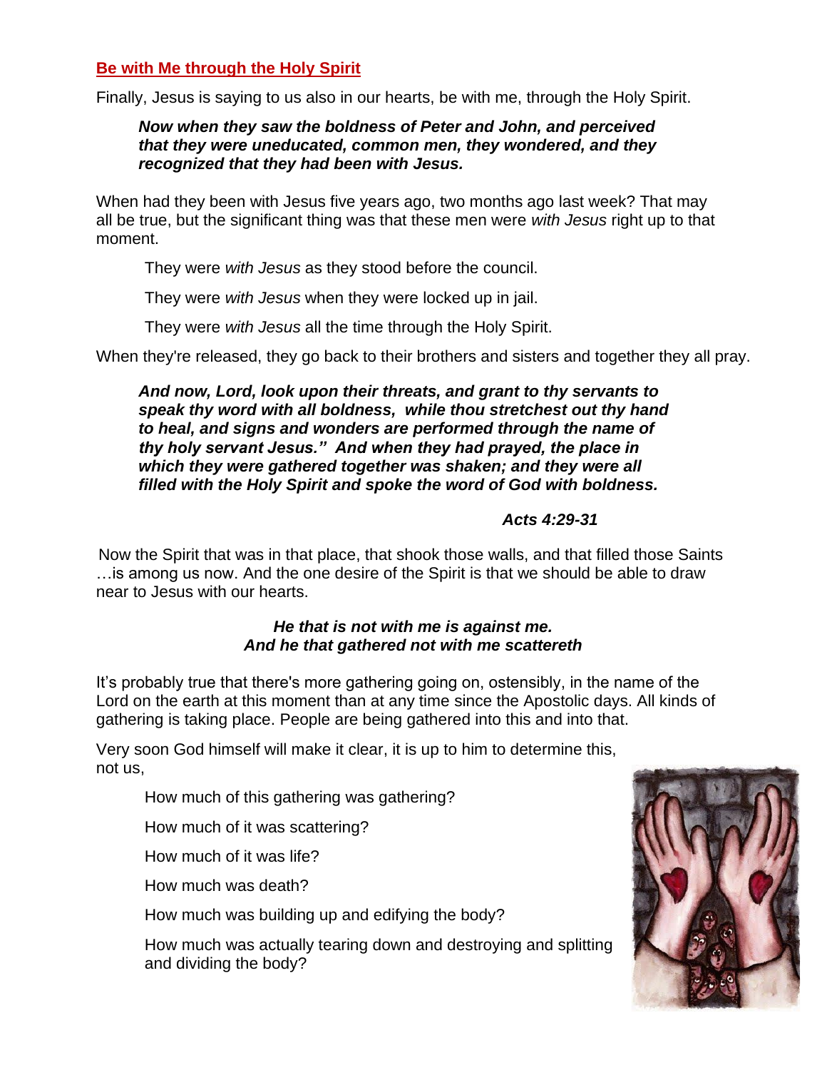## Be with Me through the Holy Spirit

Finally, Jesus is saying to us also in our hearts, be with me, through the Holy Spirit.

> ***Now when they saw the boldness of Peter and John, and perceived that they were uneducated, common men, they wondered, and they recognized that they had been with Jesus.***

When had they been with Jesus five years ago, two months ago last week? That may all be true, but the significant thing was that these men were *with Jesus* right up to that moment.

They were *with Jesus* as they stood before the council.

They were *with Jesus* when they were locked up in jail.

They were *with Jesus* all the time through the Holy Spirit.

When they're released, they go back to their brothers and sisters and together they all pray.

> ***And now, Lord, look upon their threats, and grant to thy servants to speak thy word with all boldness, while thou stretchest out thy hand to heal, and signs and wonders are performed through the name of thy holy servant Jesus." And when they had prayed, the place in which they were gathered together was shaken; and they were all filled with the Holy Spirit and spoke the word of God with boldness.***
>
> ***Acts 4:29-31***

Now the Spirit that was in that place, that shook those walls, and that filled those Saints …is among us now. And the one desire of the Spirit is that we should be able to draw near to Jesus with our hearts.

***He that is not with me is against me.***
***And he that gathered not with me scattereth***

It's probably true that there's more gathering going on, ostensibly, in the name of the Lord on the earth at this moment than at any time since the Apostolic days. All kinds of gathering is taking place. People are being gathered into this and into that.

Very soon God himself will make it clear, it is up to him to determine this, not us,

How much of this gathering was gathering?

How much of it was scattering?

How much of it was life?

How much was death?

How much was building up and edifying the body?

How much was actually tearing down and destroying and splitting and dividing the body?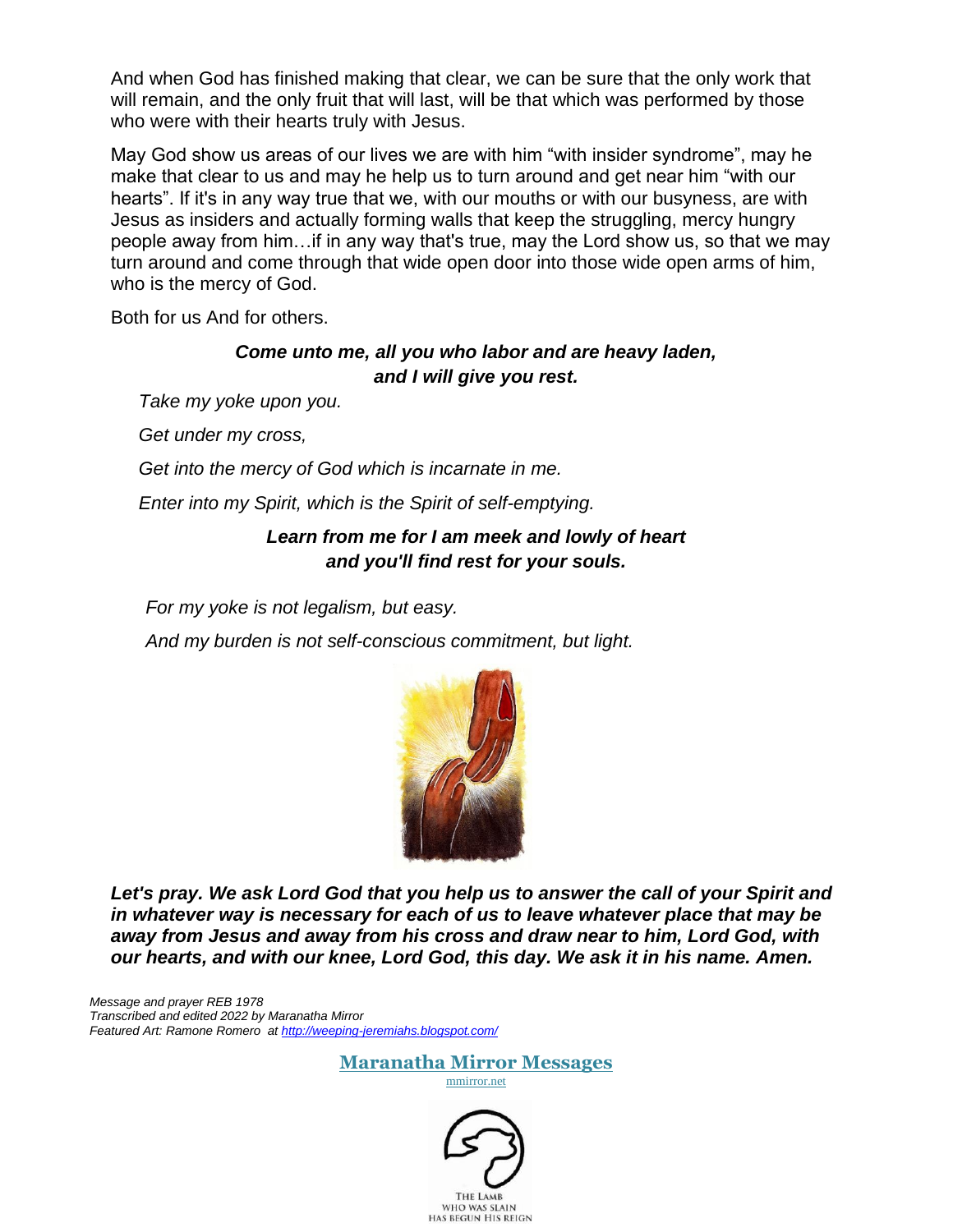And when God has finished making that clear, we can be sure that the only work that will remain, and the only fruit that will last, will be that which was performed by those who were with their hearts truly with Jesus.

May God show us areas of our lives we are with him "with insider syndrome", may he make that clear to us and may he help us to turn around and get near him "with our hearts". If it's in any way true that we, with our mouths or with our busyness, are with Jesus as insiders and actually forming walls that keep the struggling, mercy hungry people away from him…if in any way that's true, may the Lord show us, so that we may turn around and come through that wide open door into those wide open arms of him, who is the mercy of God.

Both for us And for others.

***Come unto me, all you who labor and are heavy laden, and I will give you rest.***

*Take my yoke upon you.*

*Get under my cross,*

*Get into the mercy of God which is incarnate in me.*

*Enter into my Spirit, which is the Spirit of self-emptying.*

***Learn from me for I am meek and lowly of heart and you'll find rest for your souls.***

*For my yoke is not legalism, but easy.*

*And my burden is not self-conscious commitment, but light.*

***Let's pray. We ask Lord God that you help us to answer the call of your Spirit and in whatever way is necessary for each of us to leave whatever place that may be away from Jesus and away from his cross and draw near to him, Lord God, with our hearts, and with our knee, Lord God, this day. We ask it in his name. Amen.***

*Message and prayer REB 1978*
*Transcribed and edited 2022 by Maranatha Mirror*
*Featured Art: Ramone Romero at http://weeping-jeremiahs.blogspot.com/*

**Maranatha Mirror Messages**

mmirror.net

THE LAMB WHO WAS SLAIN HAS BEGUN HIS REIGN